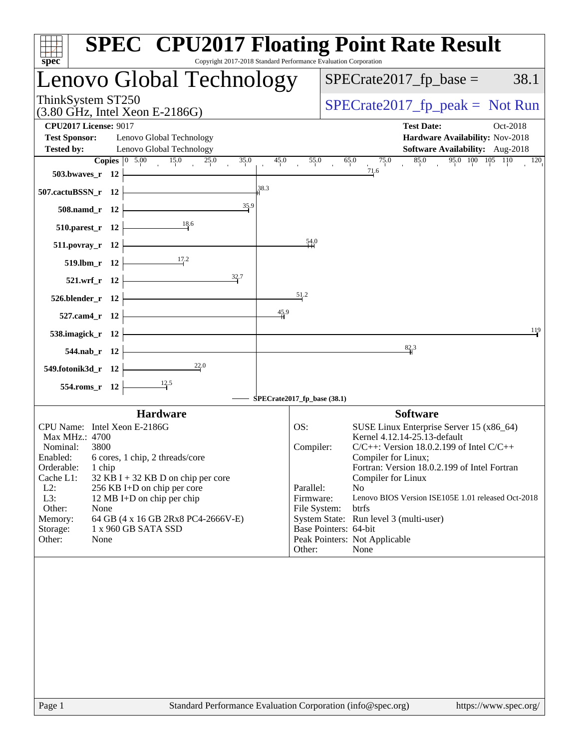# SPEC CPU2017 Floating Point Rate Result

Copyright 2017-2018 Standard Performance Evaluation Corporation

## Lenovo Global Technology

ThinkSystem ST250
(3.80 GHz, Intel Xeon E-2186G)

SPECrate2017_fp_base = 38.1

SPECrate2017_fp_peak = Not Run

**CPU2017 License:** 9017
**Test Sponsor:** Lenovo Global Technology
**Tested by:** Lenovo Global Technology

**Test Date:** Oct-2018
**Hardware Availability:** Nov-2018
**Software Availability:** Aug-2018

| Benchmark | Copies | Base Ratio |
|---|---|---|
| 503.bwaves_r | 12 | 71.6 |
| 507.cactuBSSN_r | 12 | 38.3 |
| 508.namd_r | 12 | 35.9 |
| 510.parest_r | 12 | 18.6 |
| 511.povray_r | 12 | 54.0 |
| 519.lbm_r | 12 | 17.2 |
| 521.wrf_r | 12 | 32.7 |
| 526.blender_r | 12 | 51.2 |
| 527.cam4_r | 12 | 45.9 |
| 538.imagick_r | 12 | 119 |
| 544.nab_r | 12 | 82.3 |
| 549.fotonik3d_r | 12 | 22.0 |
| 554.roms_r | 12 | 12.5 |

SPECrate2017_fp_base (38.1)

### Hardware

| | |
|---|---|
| CPU Name: | Intel Xeon E-2186G |
| Max MHz.: | 4700 |
| Nominal: | 3800 |
| Enabled: | 6 cores, 1 chip, 2 threads/core |
| Orderable: | 1 chip |
| Cache L1: | 32 KB I + 32 KB D on chip per core |
| L2: | 256 KB I+D on chip per core |
| L3: | 12 MB I+D on chip per chip |
| Other: | None |
| Memory: | 64 GB (4 x 16 GB 2Rx8 PC4-2666V-E) |
| Storage: | 1 x 960 GB SATA SSD |
| Other: | None |

### Software

| | |
|---|---|
| OS: | SUSE Linux Enterprise Server 15 (x86_64) Kernel 4.12.14-25.13-default |
| Compiler: | C/C++: Version 18.0.2.199 of Intel C/C++ Compiler for Linux; Fortran: Version 18.0.2.199 of Intel Fortran Compiler for Linux |
| Parallel: | No |
| Firmware: | Lenovo BIOS Version ISE105E 1.01 released Oct-2018 |
| File System: | btrfs |
| System State: | Run level 3 (multi-user) |
| Base Pointers: | 64-bit |
| Peak Pointers: | Not Applicable |
| Other: | None |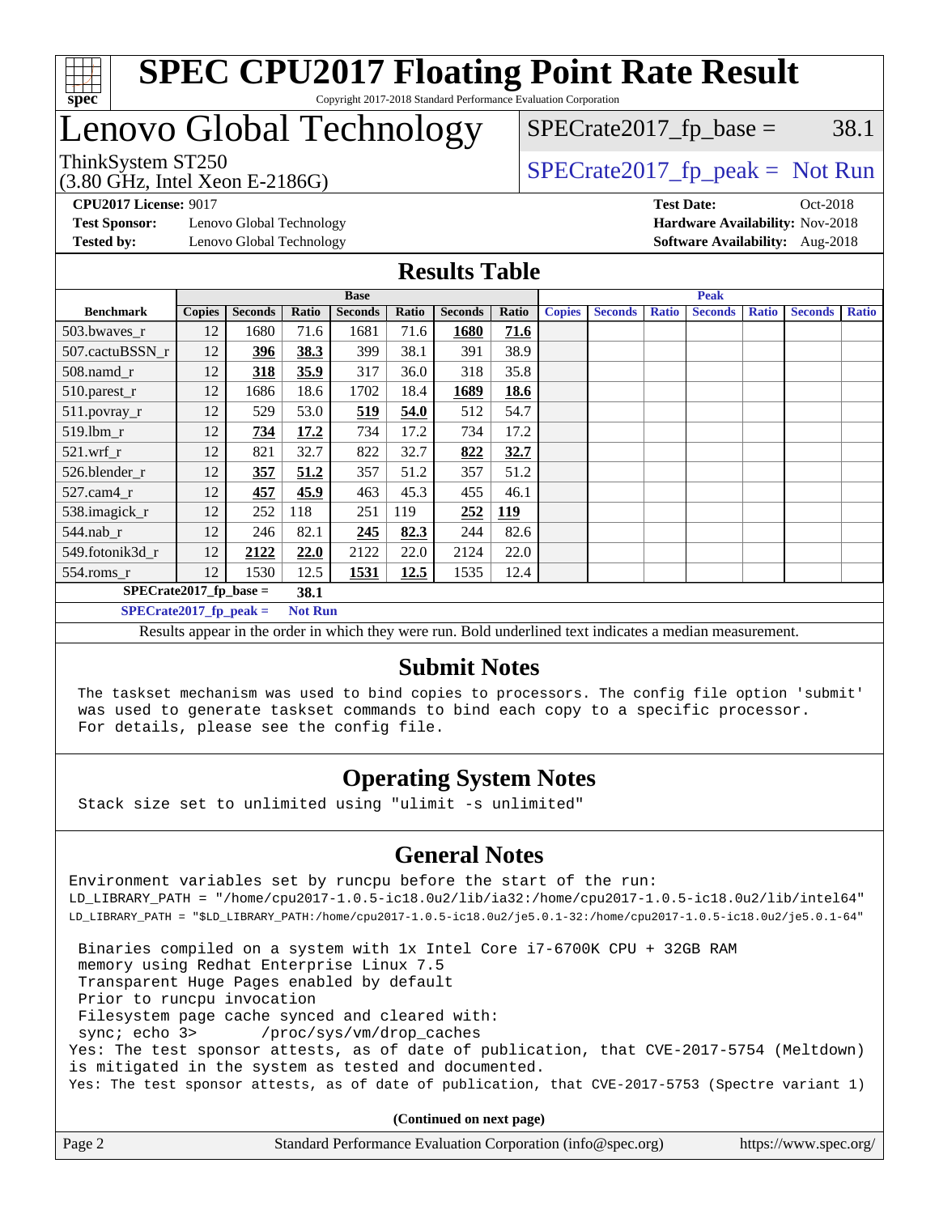# SPEC CPU2017 Floating Point Rate Result

Copyright 2017-2018 Standard Performance Evaluation Corporation

# Lenovo Global Technology

ThinkSystem ST250
(3.80 GHz, Intel Xeon E-2186G)

SPECrate2017_fp_base = 38.1

SPECrate2017_fp_peak = Not Run

**CPU2017 License:** 9017
**Test Sponsor:** Lenovo Global Technology
**Tested by:** Lenovo Global Technology

**Test Date:** Oct-2018
**Hardware Availability:** Nov-2018
**Software Availability:** Aug-2018

## Results Table

| Benchmark | Base | | | | | | | Peak | | | | | | |
|---|---|---|---|---|---|---|---|---|---|---|---|---|---|---|
| | Copies | Seconds | Ratio | Seconds | Ratio | Seconds | Ratio | Copies | Seconds | Ratio | Seconds | Ratio | Seconds | Ratio |
| 503.bwaves_r | 12 | 1680 | 71.6 | 1681 | 71.6 | **1680** | **71.6** | | | | | | | |
| 507.cactuBSSN_r | 12 | **396** | **38.3** | 399 | 38.1 | 391 | 38.9 | | | | | | | |
| 508.namd_r | 12 | **318** | **35.9** | 317 | 36.0 | 318 | 35.8 | | | | | | | |
| 510.parest_r | 12 | 1686 | 18.6 | 1702 | 18.4 | **1689** | **18.6** | | | | | | | |
| 511.povray_r | 12 | 529 | 53.0 | **519** | **54.0** | 512 | 54.7 | | | | | | | |
| 519.lbm_r | 12 | **734** | **17.2** | 734 | 17.2 | 734 | 17.2 | | | | | | | |
| 521.wrf_r | 12 | 821 | 32.7 | 822 | 32.7 | **822** | **32.7** | | | | | | | |
| 526.blender_r | 12 | **357** | **51.2** | 357 | 51.2 | 357 | 51.2 | | | | | | | |
| 527.cam4_r | 12 | **457** | **45.9** | 463 | 45.3 | 455 | 46.1 | | | | | | | |
| 538.imagick_r | 12 | 252 | 118 | 251 | 119 | **252** | **119** | | | | | | | |
| 544.nab_r | 12 | 246 | 82.1 | **245** | **82.3** | 244 | 82.6 | | | | | | | |
| 549.fotonik3d_r | 12 | **2122** | **22.0** | 2122 | 22.0 | 2124 | 22.0 | | | | | | | |
| 554.roms_r | 12 | 1530 | 12.5 | **1531** | **12.5** | 1535 | 12.4 | | | | | | | |

**SPECrate2017_fp_base = 38.1**

**SPECrate2017_fp_peak = Not Run**

Results appear in the order in which they were run. Bold underlined text indicates a median measurement.

## Submit Notes

```
The taskset mechanism was used to bind copies to processors. The config file option 'submit'
was used to generate taskset commands to bind each copy to a specific processor.
For details, please see the config file.
```

## Operating System Notes

```
Stack size set to unlimited using "ulimit -s unlimited"
```

## General Notes

```
Environment variables set by runcpu before the start of the run:
LD_LIBRARY_PATH = "/home/cpu2017-1.0.5-ic18.0u2/lib/ia32:/home/cpu2017-1.0.5-ic18.0u2/lib/intel64"
LD_LIBRARY_PATH = "$LD_LIBRARY_PATH:/home/cpu2017-1.0.5-ic18.0u2/je5.0.1-32:/home/cpu2017-1.0.5-ic18.0u2/je5.0.1-64"

 Binaries compiled on a system with 1x Intel Core i7-6700K CPU + 32GB RAM
 memory using Redhat Enterprise Linux 7.5
 Transparent Huge Pages enabled by default
 Prior to runcpu invocation
 Filesystem page cache synced and cleared with:
 sync; echo 3>       /proc/sys/vm/drop_caches
Yes: The test sponsor attests, as of date of publication, that CVE-2017-5754 (Meltdown)
is mitigated in the system as tested and documented.
Yes: The test sponsor attests, as of date of publication, that CVE-2017-5753 (Spectre variant 1)
```

**(Continued on next page)**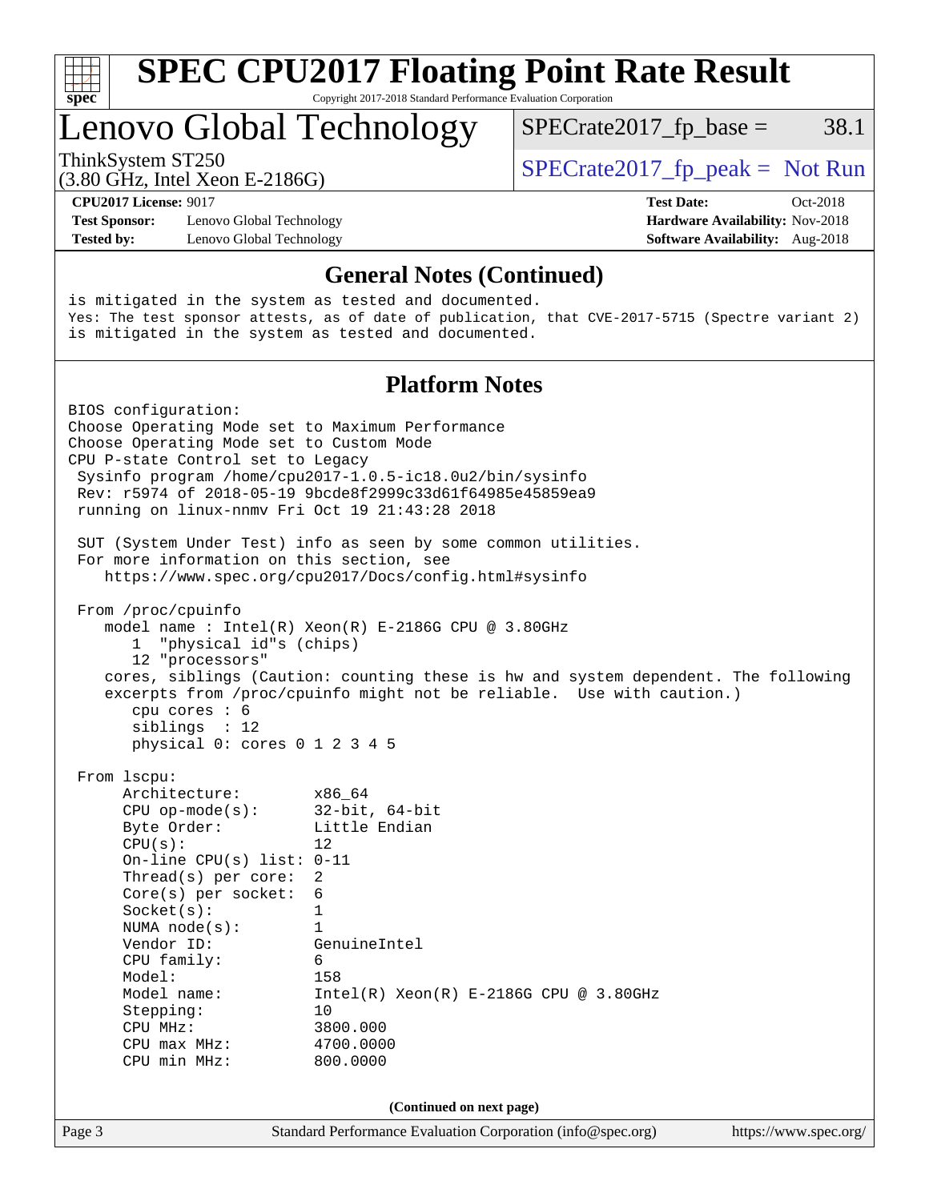# SPEC CPU2017 Floating Point Rate Result

Copyright 2017-2018 Standard Performance Evaluation Corporation

## Lenovo Global Technology

ThinkSystem ST250
(3.80 GHz, Intel Xeon E-2186G)

SPECrate2017_fp_base = 38.1

SPECrate2017_fp_peak = Not Run

**CPU2017 License:** 9017
**Test Sponsor:** Lenovo Global Technology
**Tested by:** Lenovo Global Technology

**Test Date:** Oct-2018
**Hardware Availability:** Nov-2018
**Software Availability:** Aug-2018

### General Notes (Continued)

```
is mitigated in the system as tested and documented.
Yes: The test sponsor attests, as of date of publication, that CVE-2017-5715 (Spectre variant 2)
is mitigated in the system as tested and documented.
```

### Platform Notes

```
BIOS configuration:
Choose Operating Mode set to Maximum Performance
Choose Operating Mode set to Custom Mode
CPU P-state Control set to Legacy
 Sysinfo program /home/cpu2017-1.0.5-ic18.0u2/bin/sysinfo
 Rev: r5974 of 2018-05-19 9bcde8f2999c33d61f64985e45859ea9
 running on linux-nnmv Fri Oct 19 21:43:28 2018

 SUT (System Under Test) info as seen by some common utilities.
 For more information on this section, see
    https://www.spec.org/cpu2017/Docs/config.html#sysinfo

 From /proc/cpuinfo
    model name : Intel(R) Xeon(R) E-2186G CPU @ 3.80GHz
       1  "physical id"s (chips)
       12 "processors"
    cores, siblings (Caution: counting these is hw and system dependent. The following
    excerpts from /proc/cpuinfo might not be reliable.  Use with caution.)
       cpu cores : 6
       siblings  : 12
       physical 0: cores 0 1 2 3 4 5

 From lscpu:
      Architecture:        x86_64
      CPU op-mode(s):      32-bit, 64-bit
      Byte Order:          Little Endian
      CPU(s):              12
      On-line CPU(s) list: 0-11
      Thread(s) per core:  2
      Core(s) per socket:  6
      Socket(s):           1
      NUMA node(s):        1
      Vendor ID:           GenuineIntel
      CPU family:          6
      Model:               158
      Model name:          Intel(R) Xeon(R) E-2186G CPU @ 3.80GHz
      Stepping:            10
      CPU MHz:             3800.000
      CPU max MHz:         4700.0000
      CPU min MHz:         800.0000
```

(Continued on next page)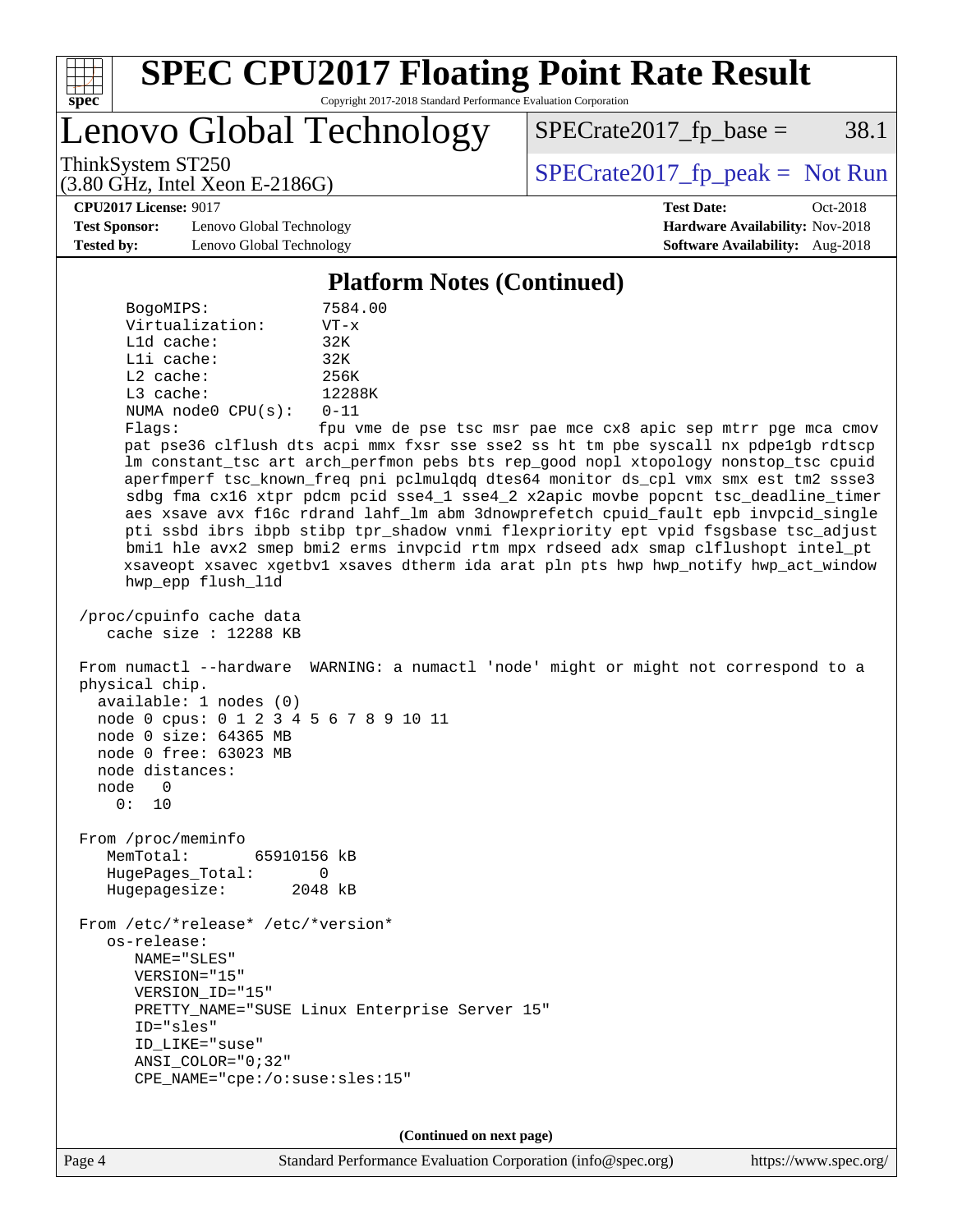## Platform Notes (Continued)

```
     BogoMIPS:              7584.00
     Virtualization:        VT-x
     L1d cache:             32K
     L1i cache:             32K
     L2 cache:              256K
     L3 cache:              12288K
     NUMA node0 CPU(s):     0-11
     Flags:                 fpu vme de pse tsc msr pae mce cx8 apic sep mtrr pge mca cmov
     pat pse36 clflush dts acpi mmx fxsr sse sse2 ss ht tm pbe syscall nx pdpe1gb rdtscp
     lm constant_tsc art arch_perfmon pebs bts rep_good nopl xtopology nonstop_tsc cpuid
     aperfmperf tsc_known_freq pni pclmulqdq dtes64 monitor ds_cpl vmx smx est tm2 ssse3
     sdbg fma cx16 xtpr pdcm pcid sse4_1 sse4_2 x2apic movbe popcnt tsc_deadline_timer
     aes xsave avx f16c rdrand lahf_lm abm 3dnowprefetch cpuid_fault epb invpcid_single
     pti ssbd ibrs ibpb stibp tpr_shadow vnmi flexpriority ept vpid fsgsbase tsc_adjust
     bmi1 hle avx2 smep bmi2 erms invpcid rtm mpx rdseed adx smap clflushopt intel_pt
     xsaveopt xsavec xgetbv1 xsaves dtherm ida arat pln pts hwp hwp_notify hwp_act_window
     hwp_epp flush_l1d

 /proc/cpuinfo cache data
    cache size : 12288 KB

 From numactl --hardware  WARNING: a numactl 'node' might or might not correspond to a
 physical chip.
   available: 1 nodes (0)
   node 0 cpus: 0 1 2 3 4 5 6 7 8 9 10 11
   node 0 size: 64365 MB
   node 0 free: 63023 MB
   node distances:
   node   0
     0:  10

 From /proc/meminfo
    MemTotal:       65910156 kB
    HugePages_Total:       0
    Hugepagesize:       2048 kB

 From /etc/*release* /etc/*version*
    os-release:
       NAME="SLES"
       VERSION="15"
       VERSION_ID="15"
       PRETTY_NAME="SUSE Linux Enterprise Server 15"
       ID="sles"
       ID_LIKE="suse"
       ANSI_COLOR="0;32"
       CPE_NAME="cpe:/o:suse:sles:15"
```

(Continued on next page)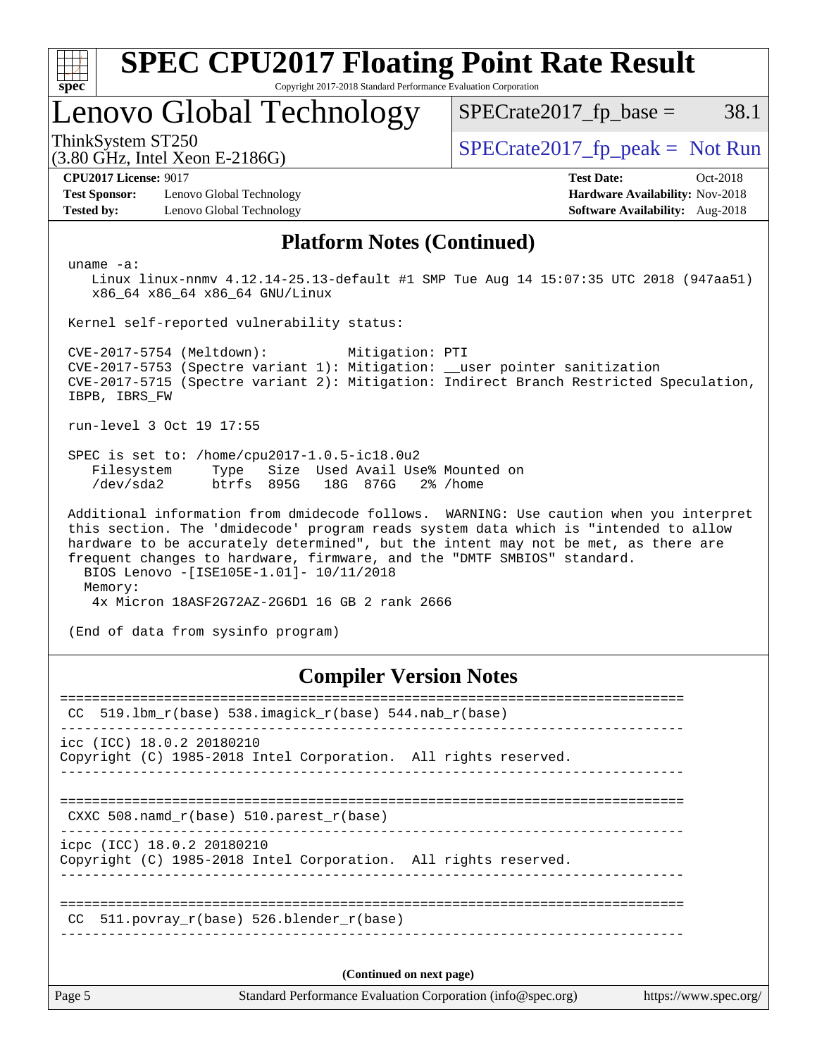# SPEC CPU2017 Floating Point Rate Result

Copyright 2017-2018 Standard Performance Evaluation Corporation

## Lenovo Global Technology

ThinkSystem ST250
(3.80 GHz, Intel Xeon E-2186G)

SPECrate2017_fp_base = 38.1

SPECrate2017_fp_peak = Not Run

**CPU2017 License:** 9017
**Test Sponsor:** Lenovo Global Technology
**Tested by:** Lenovo Global Technology

**Test Date:** Oct-2018
**Hardware Availability:** Nov-2018
**Software Availability:** Aug-2018

## Platform Notes (Continued)

```
uname -a:
   Linux linux-nnmv 4.12.14-25.13-default #1 SMP Tue Aug 14 15:07:35 UTC 2018 (947aa51)
   x86_64 x86_64 x86_64 GNU/Linux

Kernel self-reported vulnerability status:

CVE-2017-5754 (Meltdown):          Mitigation: PTI
CVE-2017-5753 (Spectre variant 1): Mitigation: __user pointer sanitization
CVE-2017-5715 (Spectre variant 2): Mitigation: Indirect Branch Restricted Speculation,
IBPB, IBRS_FW

run-level 3 Oct 19 17:55

SPEC is set to: /home/cpu2017-1.0.5-ic18.0u2
   Filesystem     Type   Size  Used Avail Use% Mounted on
   /dev/sda2      btrfs  895G   18G  876G   2% /home

Additional information from dmidecode follows.  WARNING: Use caution when you interpret
this section. The 'dmidecode' program reads system data which is "intended to allow
hardware to be accurately determined", but the intent may not be met, as there are
frequent changes to hardware, firmware, and the "DMTF SMBIOS" standard.
  BIOS Lenovo -[ISE105E-1.01]- 10/11/2018
  Memory:
    4x Micron 18ASF2G72AZ-2G6D1 16 GB 2 rank 2666

(End of data from sysinfo program)
```

## Compiler Version Notes

```
==============================================================================
 CC  519.lbm_r(base) 538.imagick_r(base) 544.nab_r(base)
------------------------------------------------------------------------------
icc (ICC) 18.0.2 20180210
Copyright (C) 1985-2018 Intel Corporation.  All rights reserved.
------------------------------------------------------------------------------

==============================================================================
 CXXC 508.namd_r(base) 510.parest_r(base)
------------------------------------------------------------------------------
icpc (ICC) 18.0.2 20180210
Copyright (C) 1985-2018 Intel Corporation.  All rights reserved.
------------------------------------------------------------------------------

==============================================================================
 CC  511.povray_r(base) 526.blender_r(base)
------------------------------------------------------------------------------
```

**(Continued on next page)**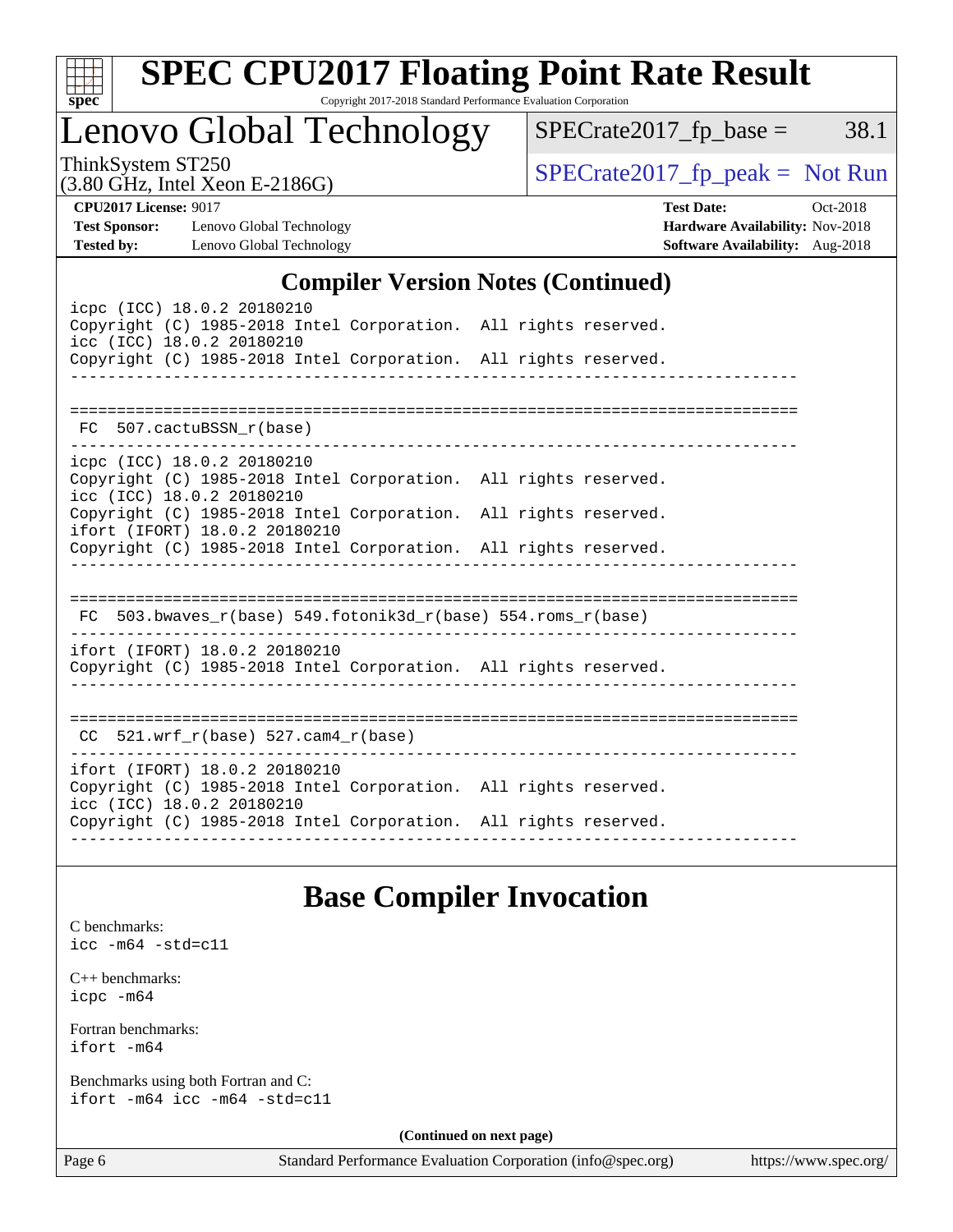# SPEC CPU2017 Floating Point Rate Result

Copyright 2017-2018 Standard Performance Evaluation Corporation

## Lenovo Global Technology

ThinkSystem ST250
(3.80 GHz, Intel Xeon E-2186G)

SPECrate2017_fp_base = 38.1

SPECrate2017_fp_peak = Not Run

**CPU2017 License:** 9017
**Test Sponsor:** Lenovo Global Technology
**Tested by:** Lenovo Global Technology

**Test Date:** Oct-2018
**Hardware Availability:** Nov-2018
**Software Availability:** Aug-2018

## Compiler Version Notes (Continued)

```
icpc (ICC) 18.0.2 20180210
Copyright (C) 1985-2018 Intel Corporation.  All rights reserved.
icc (ICC) 18.0.2 20180210
Copyright (C) 1985-2018 Intel Corporation.  All rights reserved.
------------------------------------------------------------------------------

==============================================================================
 FC  507.cactuBSSN_r(base)
------------------------------------------------------------------------------
icpc (ICC) 18.0.2 20180210
Copyright (C) 1985-2018 Intel Corporation.  All rights reserved.
icc (ICC) 18.0.2 20180210
Copyright (C) 1985-2018 Intel Corporation.  All rights reserved.
ifort (IFORT) 18.0.2 20180210
Copyright (C) 1985-2018 Intel Corporation.  All rights reserved.
------------------------------------------------------------------------------

==============================================================================
 FC  503.bwaves_r(base) 549.fotonik3d_r(base) 554.roms_r(base)
------------------------------------------------------------------------------
ifort (IFORT) 18.0.2 20180210
Copyright (C) 1985-2018 Intel Corporation.  All rights reserved.
------------------------------------------------------------------------------

==============================================================================
 CC  521.wrf_r(base) 527.cam4_r(base)
------------------------------------------------------------------------------
ifort (IFORT) 18.0.2 20180210
Copyright (C) 1985-2018 Intel Corporation.  All rights reserved.
icc (ICC) 18.0.2 20180210
Copyright (C) 1985-2018 Intel Corporation.  All rights reserved.
------------------------------------------------------------------------------
```

## Base Compiler Invocation

C benchmarks:
`icc -m64 -std=c11`

C++ benchmarks:
`icpc -m64`

Fortran benchmarks:
`ifort -m64`

Benchmarks using both Fortran and C:
`ifort -m64 icc -m64 -std=c11`

**(Continued on next page)**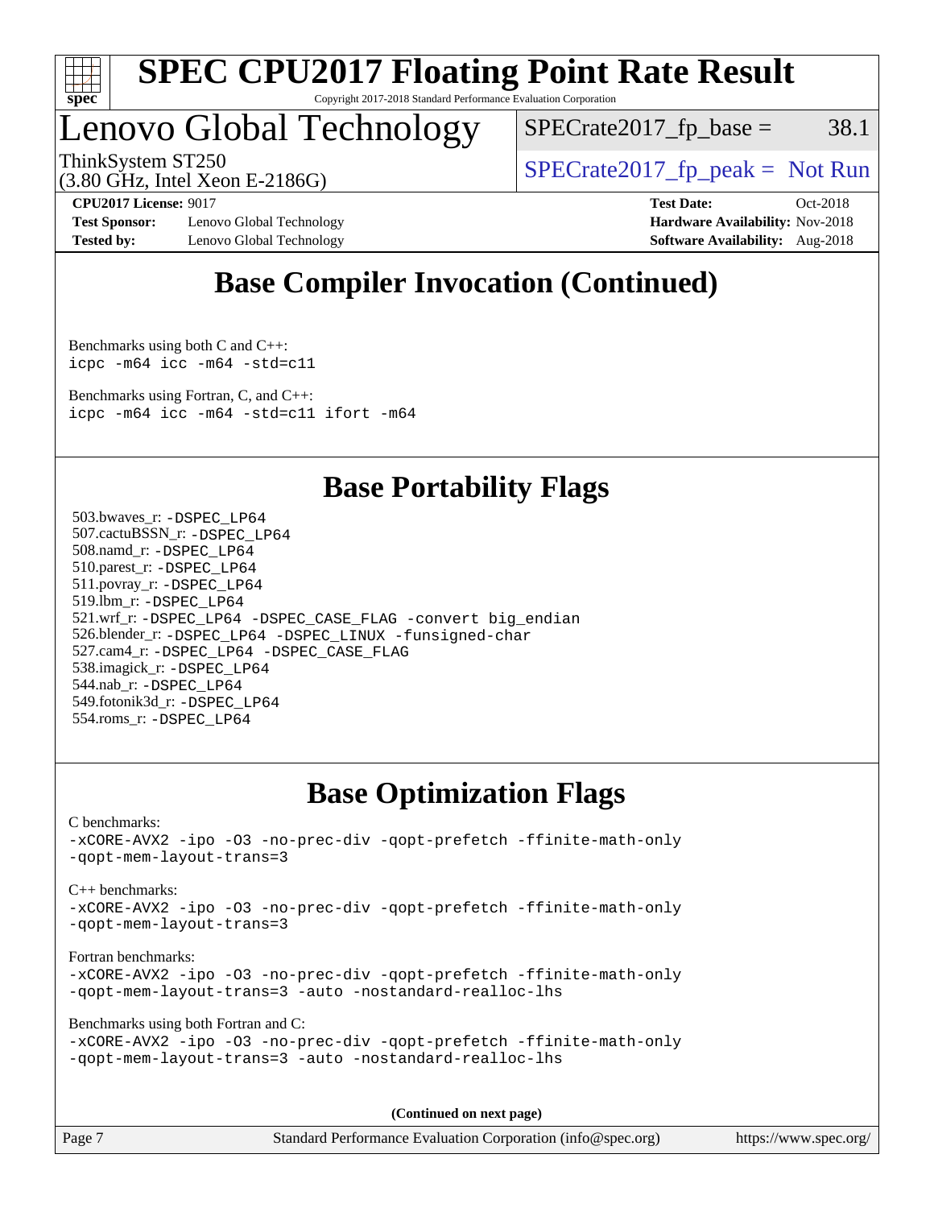## Base Compiler Invocation (Continued)

Benchmarks using both C and C++:
```
icpc -m64 icc -m64 -std=c11
```

Benchmarks using Fortran, C, and C++:
```
icpc -m64 icc -m64 -std=c11 ifort -m64
```

## Base Portability Flags

503.bwaves_r: `-DSPEC_LP64`
507.cactuBSSN_r: `-DSPEC_LP64`
508.namd_r: `-DSPEC_LP64`
510.parest_r: `-DSPEC_LP64`
511.povray_r: `-DSPEC_LP64`
519.lbm_r: `-DSPEC_LP64`
521.wrf_r: `-DSPEC_LP64 -DSPEC_CASE_FLAG -convert big_endian`
526.blender_r: `-DSPEC_LP64 -DSPEC_LINUX -funsigned-char`
527.cam4_r: `-DSPEC_LP64 -DSPEC_CASE_FLAG`
538.imagick_r: `-DSPEC_LP64`
544.nab_r: `-DSPEC_LP64`
549.fotonik3d_r: `-DSPEC_LP64`
554.roms_r: `-DSPEC_LP64`

## Base Optimization Flags

C benchmarks:
```
-xCORE-AVX2 -ipo -O3 -no-prec-div -qopt-prefetch -ffinite-math-only
-qopt-mem-layout-trans=3
```

C++ benchmarks:
```
-xCORE-AVX2 -ipo -O3 -no-prec-div -qopt-prefetch -ffinite-math-only
-qopt-mem-layout-trans=3
```

Fortran benchmarks:
```
-xCORE-AVX2 -ipo -O3 -no-prec-div -qopt-prefetch -ffinite-math-only
-qopt-mem-layout-trans=3 -auto -nostandard-realloc-lhs
```

Benchmarks using both Fortran and C:
```
-xCORE-AVX2 -ipo -O3 -no-prec-div -qopt-prefetch -ffinite-math-only
-qopt-mem-layout-trans=3 -auto -nostandard-realloc-lhs
```

**(Continued on next page)**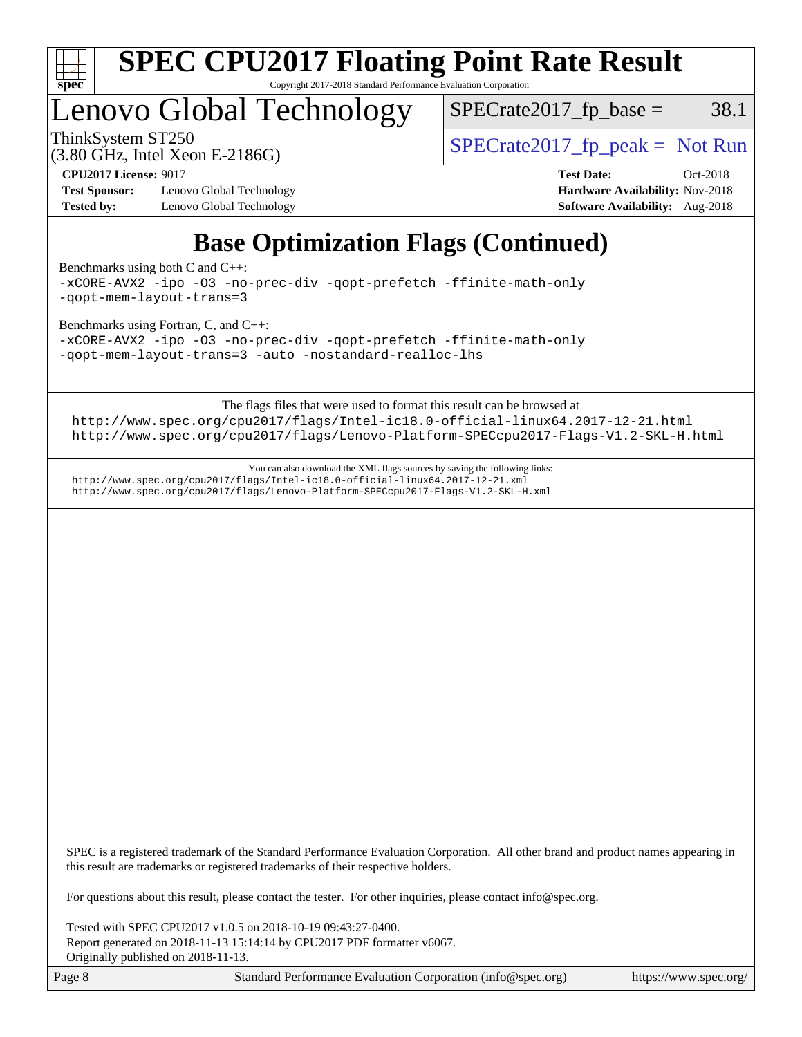# Base Optimization Flags (Continued)

Benchmarks using both C and C++:

```
-xCORE-AVX2 -ipo -O3 -no-prec-div -qopt-prefetch -ffinite-math-only
-qopt-mem-layout-trans=3
```

Benchmarks using Fortran, C, and C++:

```
-xCORE-AVX2 -ipo -O3 -no-prec-div -qopt-prefetch -ffinite-math-only
-qopt-mem-layout-trans=3 -auto -nostandard-realloc-lhs
```

The flags files that were used to format this result can be browsed at

http://www.spec.org/cpu2017/flags/Intel-ic18.0-official-linux64.2017-12-21.html
http://www.spec.org/cpu2017/flags/Lenovo-Platform-SPECcpu2017-Flags-V1.2-SKL-H.html

You can also download the XML flags sources by saving the following links:

http://www.spec.org/cpu2017/flags/Intel-ic18.0-official-linux64.2017-12-21.xml
http://www.spec.org/cpu2017/flags/Lenovo-Platform-SPECcpu2017-Flags-V1.2-SKL-H.xml

SPEC is a registered trademark of the Standard Performance Evaluation Corporation. All other brand and product names appearing in this result are trademarks or registered trademarks of their respective holders.

For questions about this result, please contact the tester. For other inquiries, please contact info@spec.org.

Tested with SPEC CPU2017 v1.0.5 on 2018-10-19 09:43:27-0400.
Report generated on 2018-11-13 15:14:14 by CPU2017 PDF formatter v6067.
Originally published on 2018-11-13.